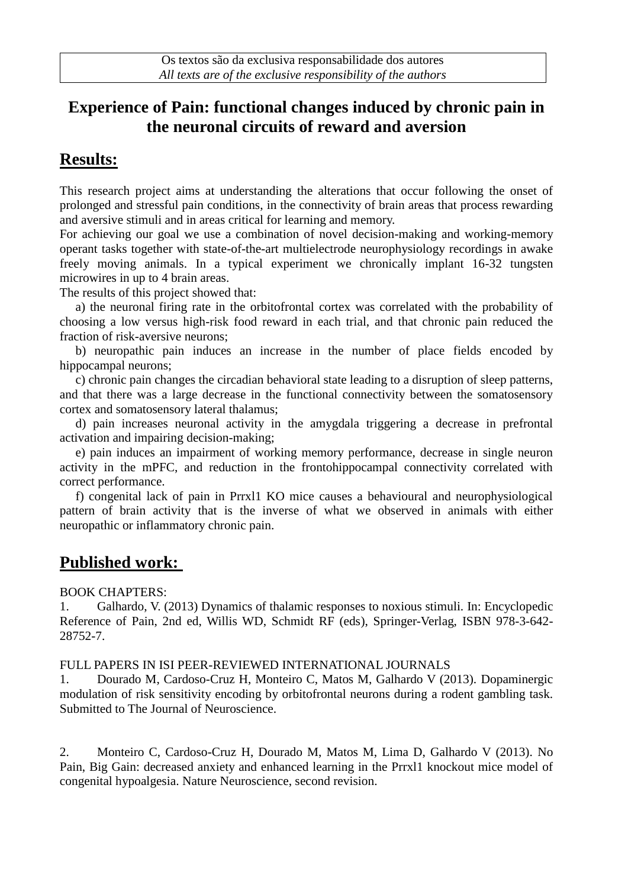Os textos são da exclusiva responsabilidade dos autores
*All texts are of the exclusive responsibility of the authors*

# Experience of Pain: functional changes induced by chronic pain in the neuronal circuits of reward and aversion

## Results:

This research project aims at understanding the alterations that occur following the onset of prolonged and stressful pain conditions, in the connectivity of brain areas that process rewarding and aversive stimuli and in areas critical for learning and memory.

For achieving our goal we use a combination of novel decision-making and working-memory operant tasks together with state-of-the-art multielectrode neurophysiology recordings in awake freely moving animals. In a typical experiment we chronically implant 16-32 tungsten microwires in up to 4 brain areas.

The results of this project showed that:

a) the neuronal firing rate in the orbitofrontal cortex was correlated with the probability of choosing a low versus high-risk food reward in each trial, and that chronic pain reduced the fraction of risk-aversive neurons;

b) neuropathic pain induces an increase in the number of place fields encoded by hippocampal neurons;

c) chronic pain changes the circadian behavioral state leading to a disruption of sleep patterns, and that there was a large decrease in the functional connectivity between the somatosensory cortex and somatosensory lateral thalamus;

d) pain increases neuronal activity in the amygdala triggering a decrease in prefrontal activation and impairing decision-making;

e) pain induces an impairment of working memory performance, decrease in single neuron activity in the mPFC, and reduction in the frontohippocampal connectivity correlated with correct performance.

f) congenital lack of pain in Prrxl1 KO mice causes a behavioural and neurophysiological pattern of brain activity that is the inverse of what we observed in animals with either neuropathic or inflammatory chronic pain.

## Published work:

BOOK CHAPTERS:

1. Galhardo, V. (2013) Dynamics of thalamic responses to noxious stimuli. In: Encyclopedic Reference of Pain, 2nd ed, Willis WD, Schmidt RF (eds), Springer-Verlag, ISBN 978-3-642-28752-7.

FULL PAPERS IN ISI PEER-REVIEWED INTERNATIONAL JOURNALS

1. Dourado M, Cardoso-Cruz H, Monteiro C, Matos M, Galhardo V (2013). Dopaminergic modulation of risk sensitivity encoding by orbitofrontal neurons during a rodent gambling task. Submitted to The Journal of Neuroscience.

2. Monteiro C, Cardoso-Cruz H, Dourado M, Matos M, Lima D, Galhardo V (2013). No Pain, Big Gain: decreased anxiety and enhanced learning in the Prrxl1 knockout mice model of congenital hypoalgesia. Nature Neuroscience, second revision.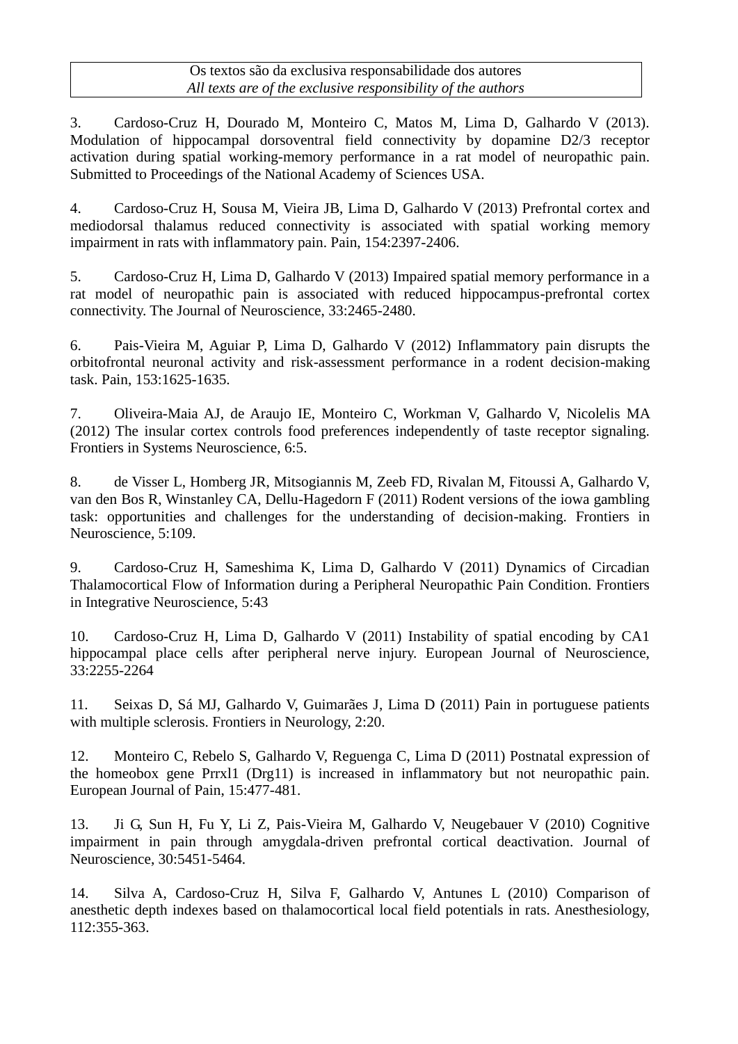Os textos são da exclusiva responsabilidade dos autores
*All texts are of the exclusive responsibility of the authors*

3. Cardoso-Cruz H, Dourado M, Monteiro C, Matos M, Lima D, Galhardo V (2013). Modulation of hippocampal dorsoventral field connectivity by dopamine D2/3 receptor activation during spatial working-memory performance in a rat model of neuropathic pain. Submitted to Proceedings of the National Academy of Sciences USA.

4. Cardoso-Cruz H, Sousa M, Vieira JB, Lima D, Galhardo V (2013) Prefrontal cortex and mediodorsal thalamus reduced connectivity is associated with spatial working memory impairment in rats with inflammatory pain. Pain, 154:2397-2406.

5. Cardoso-Cruz H, Lima D, Galhardo V (2013) Impaired spatial memory performance in a rat model of neuropathic pain is associated with reduced hippocampus-prefrontal cortex connectivity. The Journal of Neuroscience, 33:2465-2480.

6. Pais-Vieira M, Aguiar P, Lima D, Galhardo V (2012) Inflammatory pain disrupts the orbitofrontal neuronal activity and risk-assessment performance in a rodent decision-making task. Pain, 153:1625-1635.

7. Oliveira-Maia AJ, de Araujo IE, Monteiro C, Workman V, Galhardo V, Nicolelis MA (2012) The insular cortex controls food preferences independently of taste receptor signaling. Frontiers in Systems Neuroscience, 6:5.

8. de Visser L, Homberg JR, Mitsogiannis M, Zeeb FD, Rivalan M, Fitoussi A, Galhardo V, van den Bos R, Winstanley CA, Dellu-Hagedorn F (2011) Rodent versions of the iowa gambling task: opportunities and challenges for the understanding of decision-making. Frontiers in Neuroscience, 5:109.

9. Cardoso-Cruz H, Sameshima K, Lima D, Galhardo V (2011) Dynamics of Circadian Thalamocortical Flow of Information during a Peripheral Neuropathic Pain Condition. Frontiers in Integrative Neuroscience, 5:43

10. Cardoso-Cruz H, Lima D, Galhardo V (2011) Instability of spatial encoding by CA1 hippocampal place cells after peripheral nerve injury. European Journal of Neuroscience, 33:2255-2264

11. Seixas D, Sá MJ, Galhardo V, Guimarães J, Lima D (2011) Pain in portuguese patients with multiple sclerosis. Frontiers in Neurology, 2:20.

12. Monteiro C, Rebelo S, Galhardo V, Reguenga C, Lima D (2011) Postnatal expression of the homeobox gene Prrxl1 (Drg11) is increased in inflammatory but not neuropathic pain. European Journal of Pain, 15:477-481.

13. Ji G, Sun H, Fu Y, Li Z, Pais-Vieira M, Galhardo V, Neugebauer V (2010) Cognitive impairment in pain through amygdala-driven prefrontal cortical deactivation. Journal of Neuroscience, 30:5451-5464.

14. Silva A, Cardoso-Cruz H, Silva F, Galhardo V, Antunes L (2010) Comparison of anesthetic depth indexes based on thalamocortical local field potentials in rats. Anesthesiology, 112:355-363.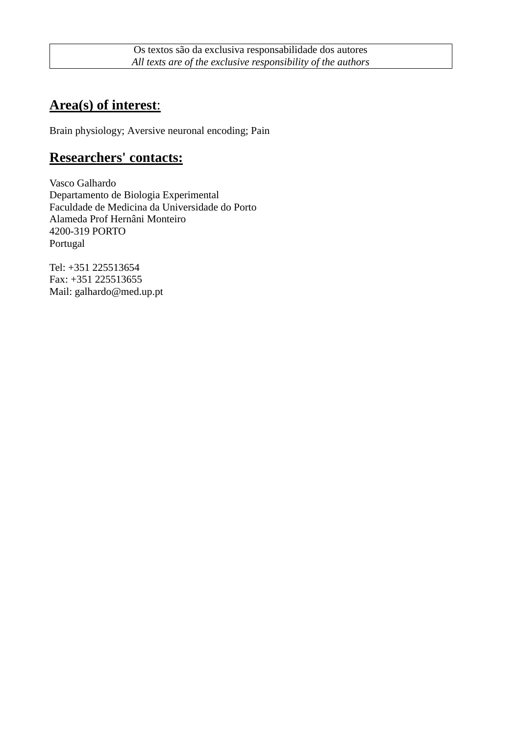| Os textos são da exclusiva responsabilidade dos autores<br>*All texts are of the exclusive responsibility of the authors* |
|---|

## **Area(s) of interest**:

Brain physiology; Aversive neuronal encoding; Pain

## **Researchers' contacts:**

Vasco Galhardo
Departamento de Biologia Experimental
Faculdade de Medicina da Universidade do Porto
Alameda Prof Hernâni Monteiro
4200-319 PORTO
Portugal

Tel: +351 225513654
Fax: +351 225513655
Mail: galhardo@med.up.pt